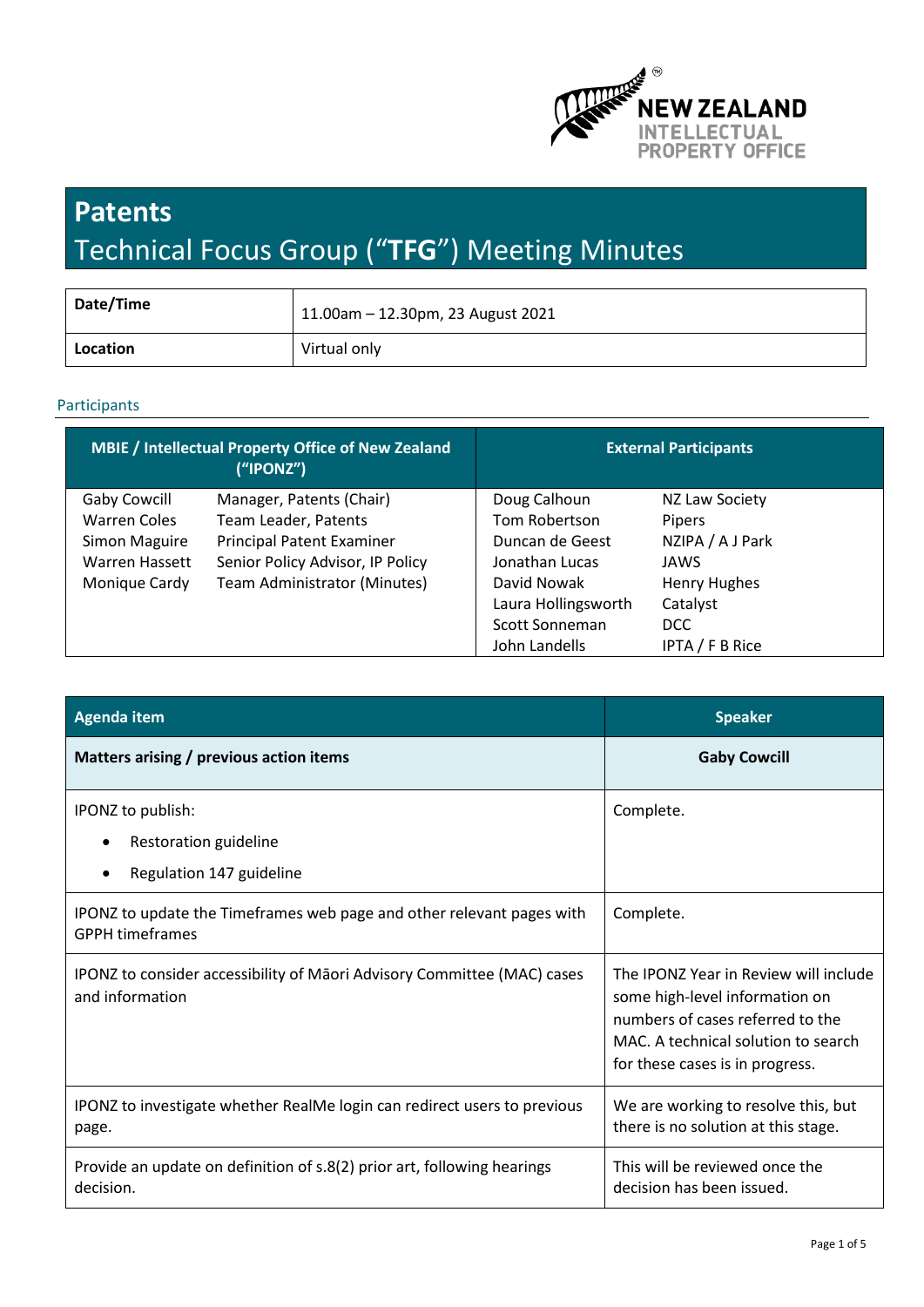# Patents

## Technical Focus Group ("**TFG**") Meeting Minutes

| **Date/Time** | 11.00am – 12.30pm, 23 August 2021 |
|---|---|
| **Location** | Virtual only |

### Participants

| **MBIE / Intellectual Property Office of New Zealand ("IPONZ")** | | **External Participants** | |
|---|---|---|---|
| Gaby Cowcill | Manager, Patents (Chair) | Doug Calhoun | NZ Law Society |
| Warren Coles | Team Leader, Patents | Tom Robertson | Pipers |
| Simon Maguire | Principal Patent Examiner | Duncan de Geest | NZIPA / A J Park |
| Warren Hassett | Senior Policy Advisor, IP Policy | Jonathan Lucas | JAWS |
| Monique Cardy | Team Administrator (Minutes) | David Nowak | Henry Hughes |
| | | Laura Hollingsworth | Catalyst |
| | | Scott Sonneman | DCC |
| | | John Landells | IPTA / F B Rice |

| **Agenda item** | **Speaker** |
|---|---|
| **Matters arising / previous action items** | **Gaby Cowcill** |
| IPONZ to publish:<br>• Restoration guideline<br>• Regulation 147 guideline | Complete. |
| IPONZ to update the Timeframes web page and other relevant pages with GPPH timeframes | Complete. |
| IPONZ to consider accessibility of Māori Advisory Committee (MAC) cases and information | The IPONZ Year in Review will include some high-level information on numbers of cases referred to the MAC. A technical solution to search for these cases is in progress. |
| IPONZ to investigate whether RealMe login can redirect users to previous page. | We are working to resolve this, but there is no solution at this stage. |
| Provide an update on definition of s.8(2) prior art, following hearings decision. | This will be reviewed once the decision has been issued. |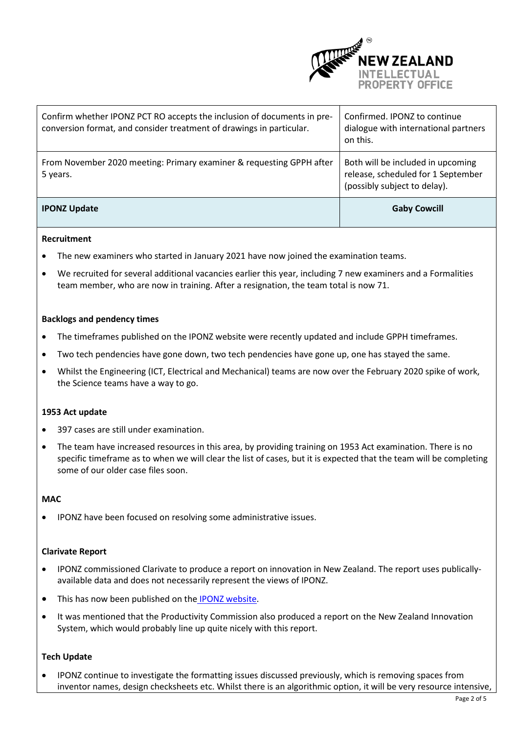| | |
|---|---|
| Confirm whether IPONZ PCT RO accepts the inclusion of documents in pre-conversion format, and consider treatment of drawings in particular. | Confirmed. IPONZ to continue dialogue with international partners on this. |
| From November 2020 meeting: Primary examiner & requesting GPPH after 5 years. | Both will be included in upcoming release, scheduled for 1 September (possibly subject to delay). |
| **IPONZ Update** | **Gaby Cowcill** |

**Recruitment**

- The new examiners who started in January 2021 have now joined the examination teams.
- We recruited for several additional vacancies earlier this year, including 7 new examiners and a Formalities team member, who are now in training. After a resignation, the team total is now 71.

**Backlogs and pendency times**

- The timeframes published on the IPONZ website were recently updated and include GPPH timeframes.
- Two tech pendencies have gone down, two tech pendencies have gone up, one has stayed the same.
- Whilst the Engineering (ICT, Electrical and Mechanical) teams are now over the February 2020 spike of work, the Science teams have a way to go.

**1953 Act update**

- 397 cases are still under examination.
- The team have increased resources in this area, by providing training on 1953 Act examination. There is no specific timeframe as to when we will clear the list of cases, but it is expected that the team will be completing some of our older case files soon.

**MAC**

- IPONZ have been focused on resolving some administrative issues.

**Clarivate Report**

- IPONZ commissioned Clarivate to produce a report on innovation in New Zealand. The report uses publically-available data and does not necessarily represent the views of IPONZ.
- This has now been published on the IPONZ website.
- It was mentioned that the Productivity Commission also produced a report on the New Zealand Innovation System, which would probably line up quite nicely with this report.

**Tech Update**

- IPONZ continue to investigate the formatting issues discussed previously, which is removing spaces from inventor names, design checksheets etc. Whilst there is an algorithmic option, it will be very resource intensive,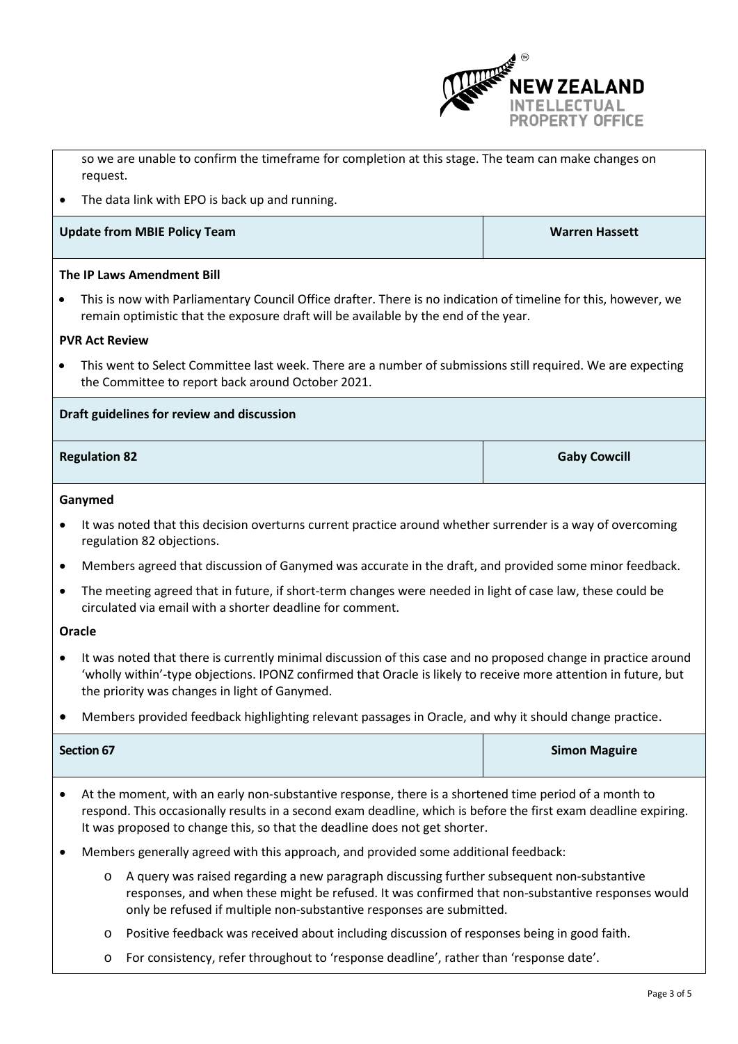so we are unable to confirm the timeframe for completion at this stage. The team can make changes on request.

- The data link with EPO is back up and running.

| Update from MBIE Policy Team | Warren Hassett |
|---|---|

**The IP Laws Amendment Bill**

- This is now with Parliamentary Council Office drafter. There is no indication of timeline for this, however, we remain optimistic that the exposure draft will be available by the end of the year.

**PVR Act Review**

- This went to Select Committee last week. There are a number of submissions still required. We are expecting the Committee to report back around October 2021.

**Draft guidelines for review and discussion**

| Regulation 82 | Gaby Cowcill |
|---|---|

**Ganymed**

- It was noted that this decision overturns current practice around whether surrender is a way of overcoming regulation 82 objections.
- Members agreed that discussion of Ganymed was accurate in the draft, and provided some minor feedback.
- The meeting agreed that in future, if short-term changes were needed in light of case law, these could be circulated via email with a shorter deadline for comment.

**Oracle**

- It was noted that there is currently minimal discussion of this case and no proposed change in practice around 'wholly within'-type objections. IPONZ confirmed that Oracle is likely to receive more attention in future, but the priority was changes in light of Ganymed.
- Members provided feedback highlighting relevant passages in Oracle, and why it should change practice.

| Section 67 | Simon Maguire |
|---|---|

- At the moment, with an early non-substantive response, there is a shortened time period of a month to respond. This occasionally results in a second exam deadline, which is before the first exam deadline expiring. It was proposed to change this, so that the deadline does not get shorter.
- Members generally agreed with this approach, and provided some additional feedback:
  - A query was raised regarding a new paragraph discussing further subsequent non-substantive responses, and when these might be refused. It was confirmed that non-substantive responses would only be refused if multiple non-substantive responses are submitted.
  - Positive feedback was received about including discussion of responses being in good faith.
  - For consistency, refer throughout to 'response deadline', rather than 'response date'.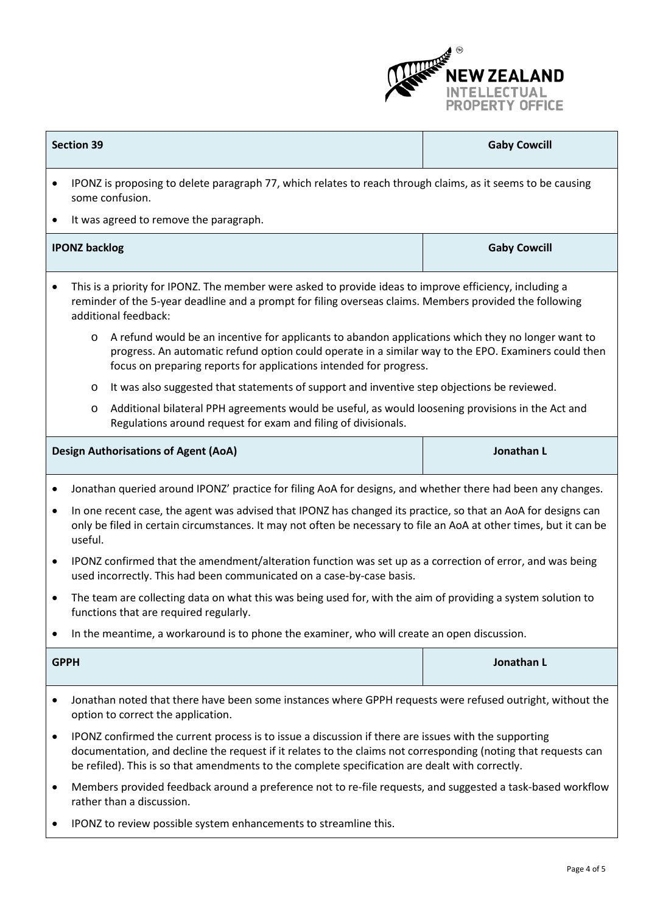| **Section 39** | **Gaby Cowcill** |
|---|---|

- IPONZ is proposing to delete paragraph 77, which relates to reach through claims, as it seems to be causing some confusion.
- It was agreed to remove the paragraph.

| **IPONZ backlog** | **Gaby Cowcill** |
|---|---|

- This is a priority for IPONZ. The member were asked to provide ideas to improve efficiency, including a reminder of the 5-year deadline and a prompt for filing overseas claims. Members provided the following additional feedback:
    - A refund would be an incentive for applicants to abandon applications which they no longer want to progress. An automatic refund option could operate in a similar way to the EPO. Examiners could then focus on preparing reports for applications intended for progress.
    - It was also suggested that statements of support and inventive step objections be reviewed.
    - Additional bilateral PPH agreements would be useful, as would loosening provisions in the Act and Regulations around request for exam and filing of divisionals.

| **Design Authorisations of Agent (AoA)** | **Jonathan L** |
|---|---|

- Jonathan queried around IPONZ' practice for filing AoA for designs, and whether there had been any changes.
- In one recent case, the agent was advised that IPONZ has changed its practice, so that an AoA for designs can only be filed in certain circumstances. It may not often be necessary to file an AoA at other times, but it can be useful.
- IPONZ confirmed that the amendment/alteration function was set up as a correction of error, and was being used incorrectly. This had been communicated on a case-by-case basis.
- The team are collecting data on what this was being used for, with the aim of providing a system solution to functions that are required regularly.
- In the meantime, a workaround is to phone the examiner, who will create an open discussion.

| **GPPH** | **Jonathan L** |
|---|---|

- Jonathan noted that there have been some instances where GPPH requests were refused outright, without the option to correct the application.
- IPONZ confirmed the current process is to issue a discussion if there are issues with the supporting documentation, and decline the request if it relates to the claims not corresponding (noting that requests can be refiled). This is so that amendments to the complete specification are dealt with correctly.
- Members provided feedback around a preference not to re-file requests, and suggested a task-based workflow rather than a discussion.
- IPONZ to review possible system enhancements to streamline this.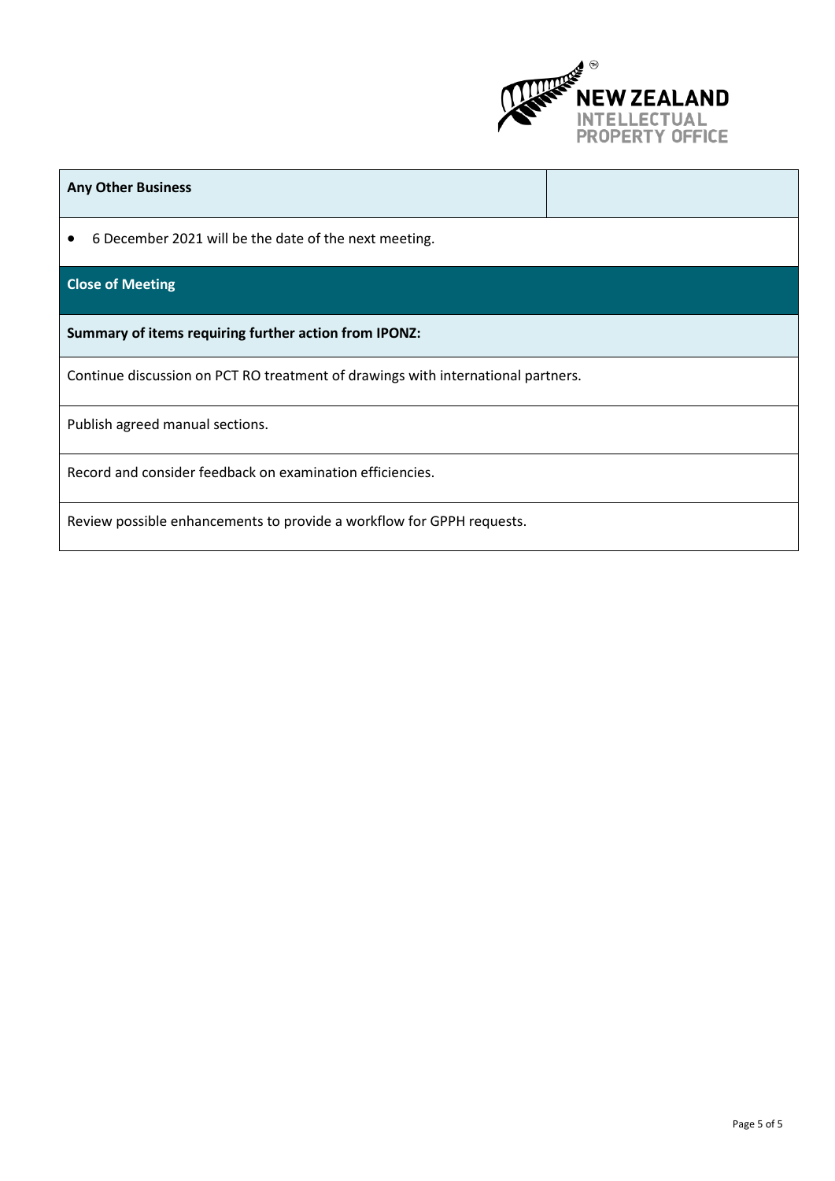| **Any Other Business** | |
|---|---|
| • 6 December 2021 will be the date of the next meeting. | |

| **Close of Meeting** |
|---|

| **Summary of items requiring further action from IPONZ:** |
|---|
| Continue discussion on PCT RO treatment of drawings with international partners. |
| Publish agreed manual sections. |
| Record and consider feedback on examination efficiencies. |
| Review possible enhancements to provide a workflow for GPPH requests. |